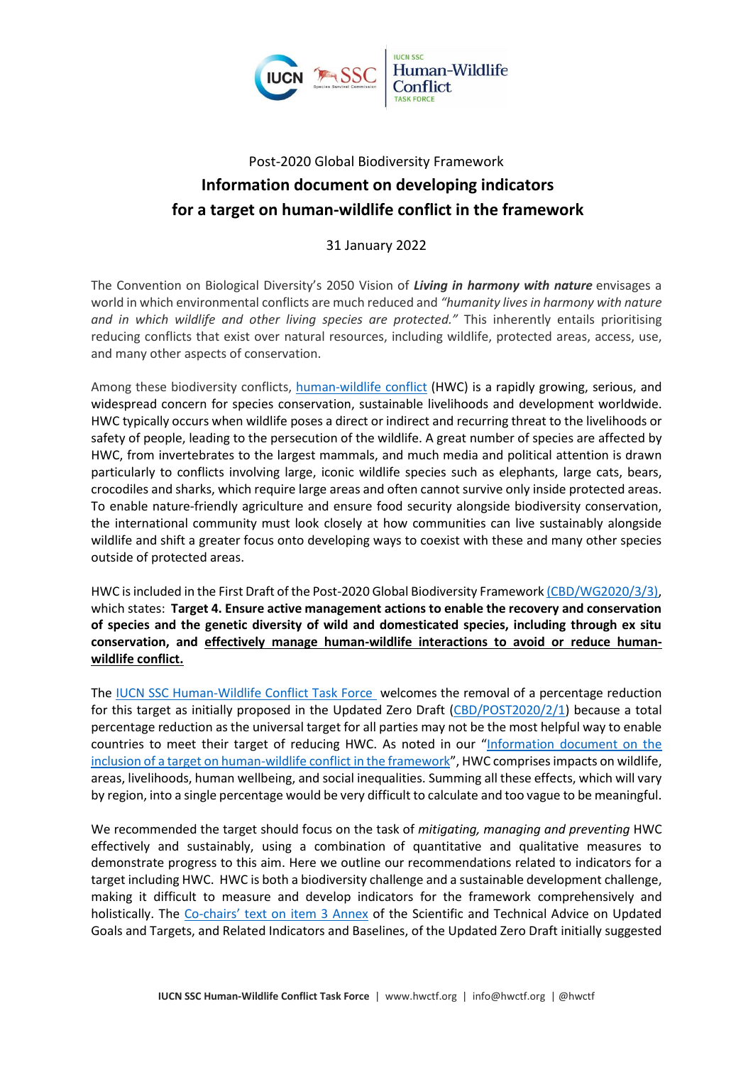Post-2020 Global Biodiversity Framework

# Information document on developing indicators for a target on human-wildlife conflict in the framework

31 January 2022

The Convention on Biological Diversity's 2050 Vision of ***Living in harmony with nature*** envisages a world in which environmental conflicts are much reduced and *"humanity lives in harmony with nature and in which wildlife and other living species are protected."* This inherently entails prioritising reducing conflicts that exist over natural resources, including wildlife, protected areas, access, use, and many other aspects of conservation.

Among these biodiversity conflicts, human-wildlife conflict (HWC) is a rapidly growing, serious, and widespread concern for species conservation, sustainable livelihoods and development worldwide. HWC typically occurs when wildlife poses a direct or indirect and recurring threat to the livelihoods or safety of people, leading to the persecution of the wildlife. A great number of species are affected by HWC, from invertebrates to the largest mammals, and much media and political attention is drawn particularly to conflicts involving large, iconic wildlife species such as elephants, large cats, bears, crocodiles and sharks, which require large areas and often cannot survive only inside protected areas. To enable nature-friendly agriculture and ensure food security alongside biodiversity conservation, the international community must look closely at how communities can live sustainably alongside wildlife and shift a greater focus onto developing ways to coexist with these and many other species outside of protected areas.

HWC is included in the First Draft of the Post-2020 Global Biodiversity Framework (CBD/WG2020/3/3), which states: **Target 4. Ensure active management actions to enable the recovery and conservation of species and the genetic diversity of wild and domesticated species, including through ex situ conservation, and <u>effectively manage human-wildlife interactions to avoid or reduce human-wildlife conflict.</u>**

The IUCN SSC Human-Wildlife Conflict Task Force welcomes the removal of a percentage reduction for this target as initially proposed in the Updated Zero Draft (CBD/POST2020/2/1) because a total percentage reduction as the universal target for all parties may not be the most helpful way to enable countries to meet their target of reducing HWC. As noted in our "Information document on the inclusion of a target on human-wildlife conflict in the framework", HWC comprises impacts on wildlife, areas, livelihoods, human wellbeing, and social inequalities. Summing all these effects, which will vary by region, into a single percentage would be very difficult to calculate and too vague to be meaningful.

We recommended the target should focus on the task of *mitigating, managing and preventing* HWC effectively and sustainably, using a combination of quantitative and qualitative measures to demonstrate progress to this aim. Here we outline our recommendations related to indicators for a target including HWC. HWC is both a biodiversity challenge and a sustainable development challenge, making it difficult to measure and develop indicators for the framework comprehensively and holistically. The Co-chairs' text on item 3 Annex of the Scientific and Technical Advice on Updated Goals and Targets, and Related Indicators and Baselines, of the Updated Zero Draft initially suggested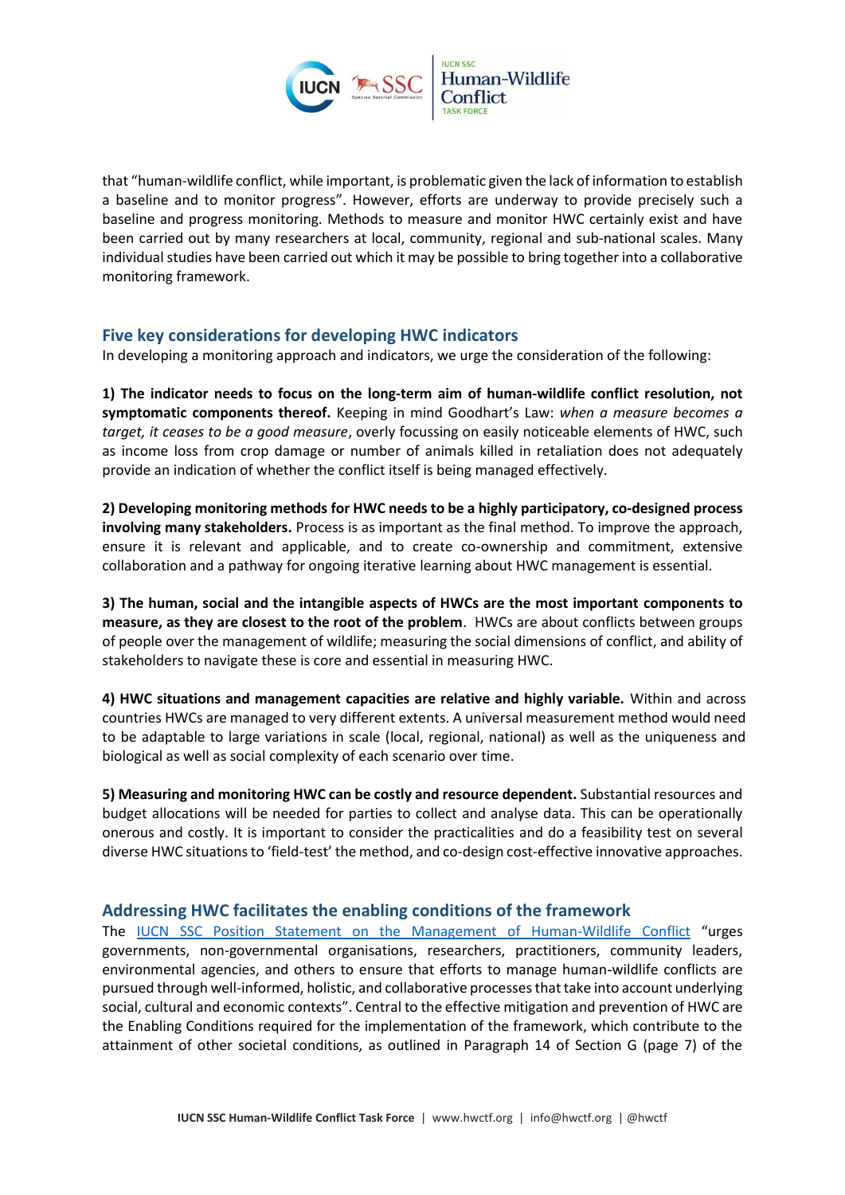that "human-wildlife conflict, while important, is problematic given the lack of information to establish a baseline and to monitor progress". However, efforts are underway to provide precisely such a baseline and progress monitoring. Methods to measure and monitor HWC certainly exist and have been carried out by many researchers at local, community, regional and sub-national scales. Many individual studies have been carried out which it may be possible to bring together into a collaborative monitoring framework.

## Five key considerations for developing HWC indicators

In developing a monitoring approach and indicators, we urge the consideration of the following:

**1) The indicator needs to focus on the long-term aim of human-wildlife conflict resolution, not symptomatic components thereof.** Keeping in mind Goodhart's Law: *when a measure becomes a target, it ceases to be a good measure*, overly focussing on easily noticeable elements of HWC, such as income loss from crop damage or number of animals killed in retaliation does not adequately provide an indication of whether the conflict itself is being managed effectively.

**2) Developing monitoring methods for HWC needs to be a highly participatory, co-designed process involving many stakeholders.** Process is as important as the final method. To improve the approach, ensure it is relevant and applicable, and to create co-ownership and commitment, extensive collaboration and a pathway for ongoing iterative learning about HWC management is essential.

**3) The human, social and the intangible aspects of HWCs are the most important components to measure, as they are closest to the root of the problem**. HWCs are about conflicts between groups of people over the management of wildlife; measuring the social dimensions of conflict, and ability of stakeholders to navigate these is core and essential in measuring HWC.

**4) HWC situations and management capacities are relative and highly variable.** Within and across countries HWCs are managed to very different extents. A universal measurement method would need to be adaptable to large variations in scale (local, regional, national) as well as the uniqueness and biological as well as social complexity of each scenario over time.

**5) Measuring and monitoring HWC can be costly and resource dependent.** Substantial resources and budget allocations will be needed for parties to collect and analyse data. This can be operationally onerous and costly. It is important to consider the practicalities and do a feasibility test on several diverse HWC situations to 'field-test' the method, and co-design cost-effective innovative approaches.

## Addressing HWC facilitates the enabling conditions of the framework

The IUCN SSC Position Statement on the Management of Human-Wildlife Conflict "urges governments, non-governmental organisations, researchers, practitioners, community leaders, environmental agencies, and others to ensure that efforts to manage human-wildlife conflicts are pursued through well-informed, holistic, and collaborative processes that take into account underlying social, cultural and economic contexts". Central to the effective mitigation and prevention of HWC are the Enabling Conditions required for the implementation of the framework, which contribute to the attainment of other societal conditions, as outlined in Paragraph 14 of Section G (page 7) of the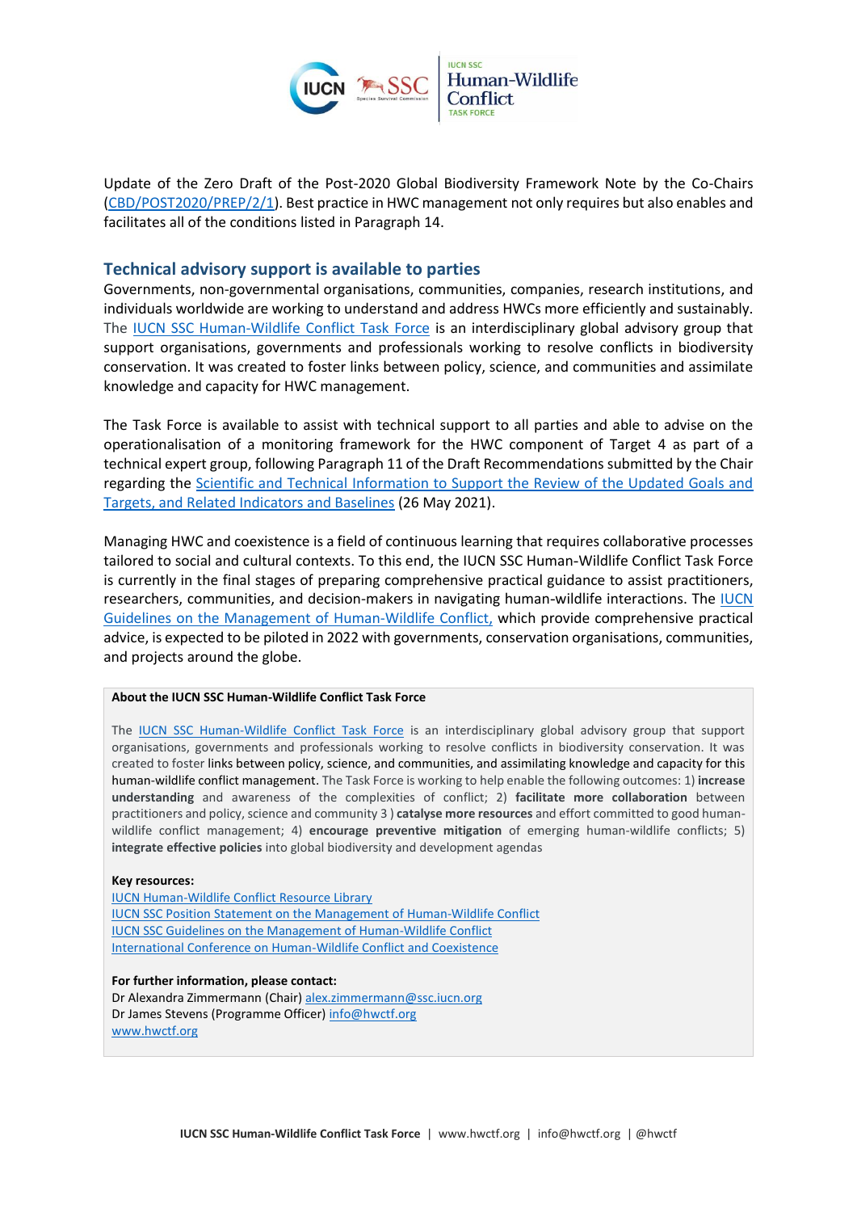Update of the Zero Draft of the Post-2020 Global Biodiversity Framework Note by the Co-Chairs (CBD/POST2020/PREP/2/1). Best practice in HWC management not only requires but also enables and facilitates all of the conditions listed in Paragraph 14.

## Technical advisory support is available to parties

Governments, non-governmental organisations, communities, companies, research institutions, and individuals worldwide are working to understand and address HWCs more efficiently and sustainably. The IUCN SSC Human-Wildlife Conflict Task Force is an interdisciplinary global advisory group that support organisations, governments and professionals working to resolve conflicts in biodiversity conservation. It was created to foster links between policy, science, and communities and assimilate knowledge and capacity for HWC management.

The Task Force is available to assist with technical support to all parties and able to advise on the operationalisation of a monitoring framework for the HWC component of Target 4 as part of a technical expert group, following Paragraph 11 of the Draft Recommendations submitted by the Chair regarding the Scientific and Technical Information to Support the Review of the Updated Goals and Targets, and Related Indicators and Baselines (26 May 2021).

Managing HWC and coexistence is a field of continuous learning that requires collaborative processes tailored to social and cultural contexts. To this end, the IUCN SSC Human-Wildlife Conflict Task Force is currently in the final stages of preparing comprehensive practical guidance to assist practitioners, researchers, communities, and decision-makers in navigating human-wildlife interactions. The IUCN Guidelines on the Management of Human-Wildlife Conflict, which provide comprehensive practical advice, is expected to be piloted in 2022 with governments, conservation organisations, communities, and projects around the globe.

**About the IUCN SSC Human-Wildlife Conflict Task Force**

The IUCN SSC Human-Wildlife Conflict Task Force is an interdisciplinary global advisory group that support organisations, governments and professionals working to resolve conflicts in biodiversity conservation. It was created to foster links between policy, science, and communities, and assimilating knowledge and capacity for this human-wildlife conflict management. The Task Force is working to help enable the following outcomes: 1) **increase understanding** and awareness of the complexities of conflict; 2) **facilitate more collaboration** between practitioners and policy, science and community 3 ) **catalyse more resources** and effort committed to good human-wildlife conflict management; 4) **encourage preventive mitigation** of emerging human-wildlife conflicts; 5) **integrate effective policies** into global biodiversity and development agendas

**Key resources:**

IUCN Human-Wildlife Conflict Resource Library
IUCN SSC Position Statement on the Management of Human-Wildlife Conflict
IUCN SSC Guidelines on the Management of Human-Wildlife Conflict
International Conference on Human-Wildlife Conflict and Coexistence

**For further information, please contact:**

Dr Alexandra Zimmermann (Chair) alex.zimmermann@ssc.iucn.org
Dr James Stevens (Programme Officer) info@hwctf.org
www.hwctf.org